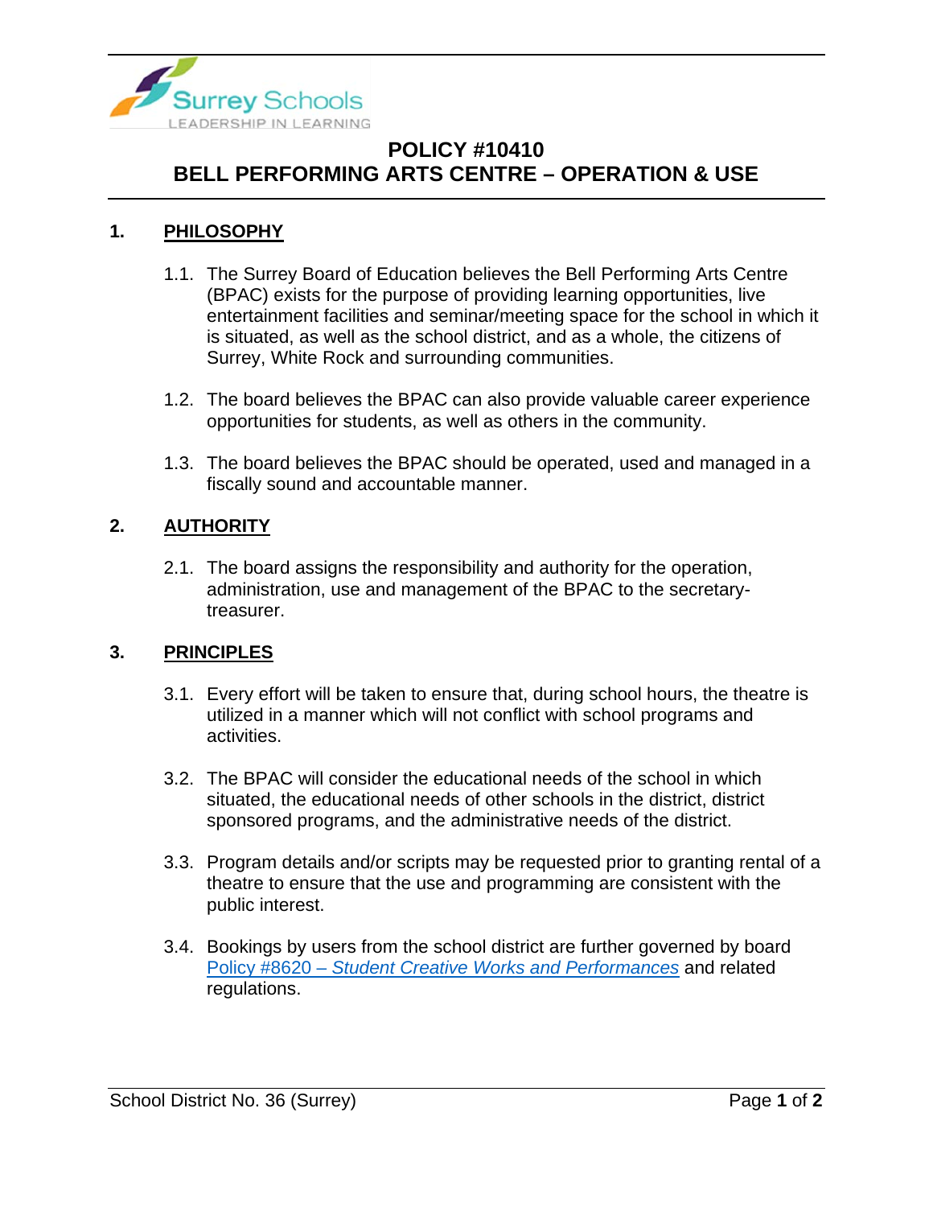# POLICY #10410
# BELL PERFORMING ARTS CENTRE – OPERATION & USE

## 1. PHILOSOPHY

1.1. The Surrey Board of Education believes the Bell Performing Arts Centre (BPAC) exists for the purpose of providing learning opportunities, live entertainment facilities and seminar/meeting space for the school in which it is situated, as well as the school district, and as a whole, the citizens of Surrey, White Rock and surrounding communities.

1.2. The board believes the BPAC can also provide valuable career experience opportunities for students, as well as others in the community.

1.3. The board believes the BPAC should be operated, used and managed in a fiscally sound and accountable manner.

## 2. AUTHORITY

2.1. The board assigns the responsibility and authority for the operation, administration, use and management of the BPAC to the secretary-treasurer.

## 3. PRINCIPLES

3.1. Every effort will be taken to ensure that, during school hours, the theatre is utilized in a manner which will not conflict with school programs and activities.

3.2. The BPAC will consider the educational needs of the school in which situated, the educational needs of other schools in the district, district sponsored programs, and the administrative needs of the district.

3.3. Program details and/or scripts may be requested prior to granting rental of a theatre to ensure that the use and programming are consistent with the public interest.

3.4. Bookings by users from the school district are further governed by board Policy #8620 – *Student Creative Works and Performances* and related regulations.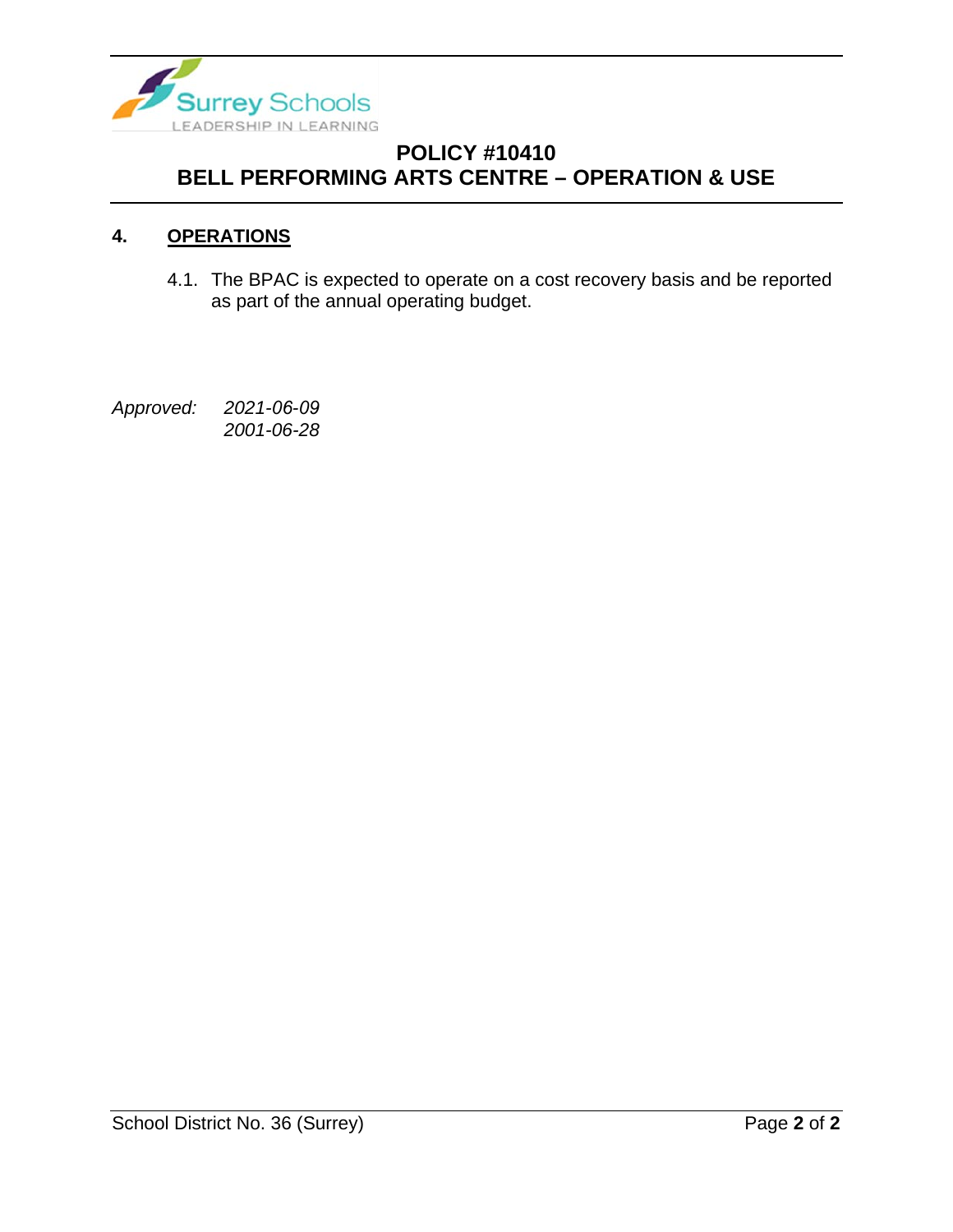## 4. OPERATIONS

4.1. The BPAC is expected to operate on a cost recovery basis and be reported as part of the annual operating budget.

*Approved: 2021-06-09*
*2001-06-28*